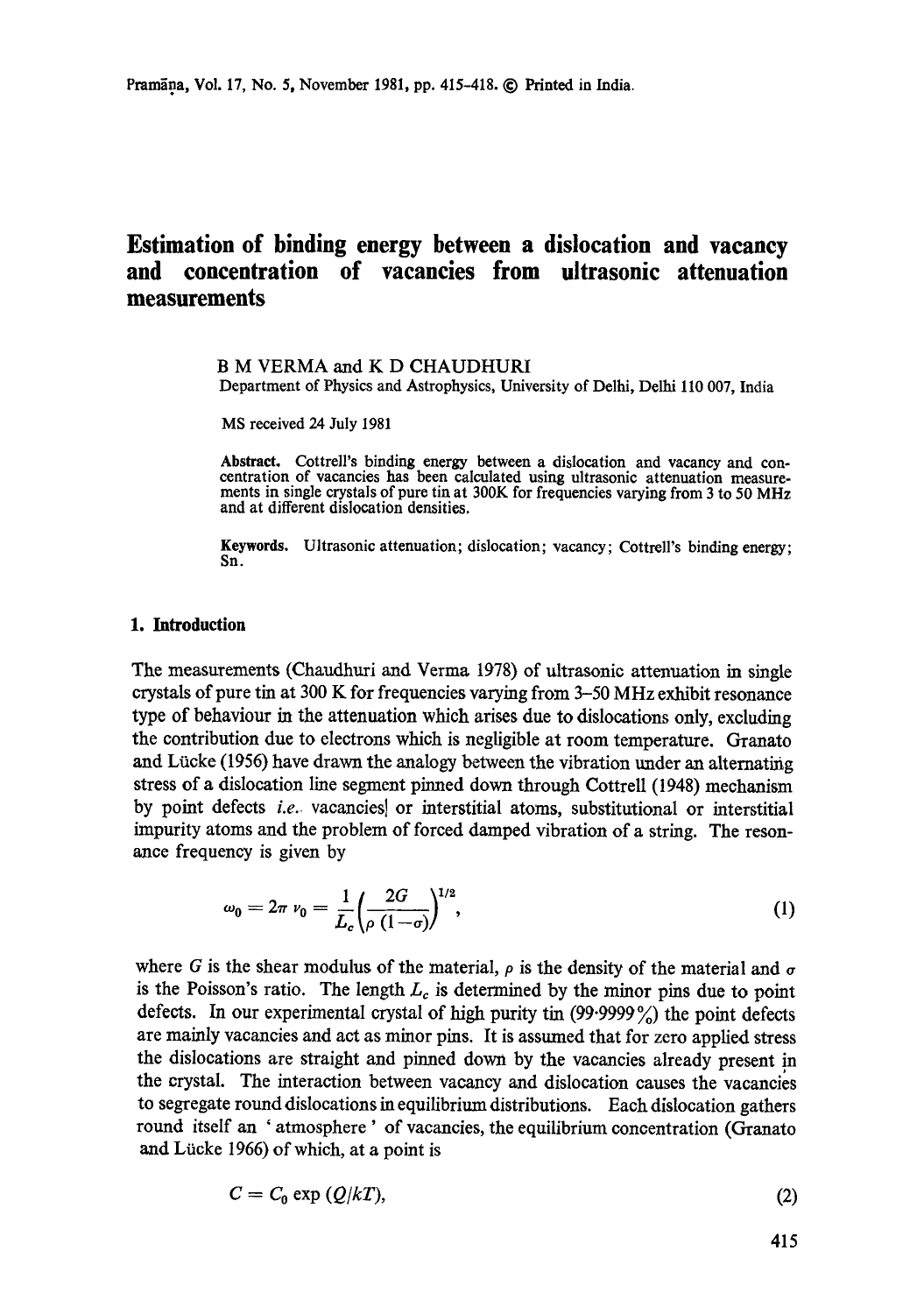# Estimation of binding energy between a dislocation and vacancy and concentration of vacancies from ultrasonic attenuation measurements

B M VERMA and K D CHAUDHURI

Department of Physics and Astrophysics, University of Delhi, Delhi 110 007, India

MS received 24 July 1981

**Abstract.** Cottrell's binding energy between a dislocation and vacancy and concentration of vacancies has been calculated using ultrasonic attenuation measurements in single crystals of pure tin at 300K for frequencies varying from 3 to 50 MHz and at different dislocation densities.

**Keywords.** Ultrasonic attenuation; dislocation; vacancy; Cottrell's binding energy; Sn.

## 1. Introduction

The measurements (Chaudhuri and Verma 1978) of ultrasonic attenuation in single crystals of pure tin at 300 K for frequencies varying from 3–50 MHz exhibit resonance type of behaviour in the attenuation which arises due to dislocations only, excluding the contribution due to electrons which is negligible at room temperature. Granato and Lücke (1956) have drawn the analogy between the vibration under an alternating stress of a dislocation line segment pinned down through Cottrell (1948) mechanism by point defects *i.e.* vacancies or interstitial atoms, substitutional or interstitial impurity atoms and the problem of forced damped vibration of a string. The resonance frequency is given by

$$\omega_0 = 2\pi\,\nu_0 = \frac{1}{L_c}\left(\frac{2G}{\rho\,(1-\sigma)}\right)^{1/2}, \tag{1}$$

where $G$ is the shear modulus of the material, $\rho$ is the density of the material and $\sigma$ is the Poisson's ratio. The length $L_c$ is determined by the minor pins due to point defects. In our experimental crystal of high purity tin (99·9999%) the point defects are mainly vacancies and act as minor pins. It is assumed that for zero applied stress the dislocations are straight and pinned down by the vacancies already present in the crystal. The interaction between vacancy and dislocation causes the vacancies to segregate round dislocations in equilibrium distributions. Each dislocation gathers round itself an 'atmosphere' of vacancies, the equilibrium concentration (Granato and Lücke 1966) of which, at a point is

$$C = C_0 \exp\,(Q/kT), \tag{2}$$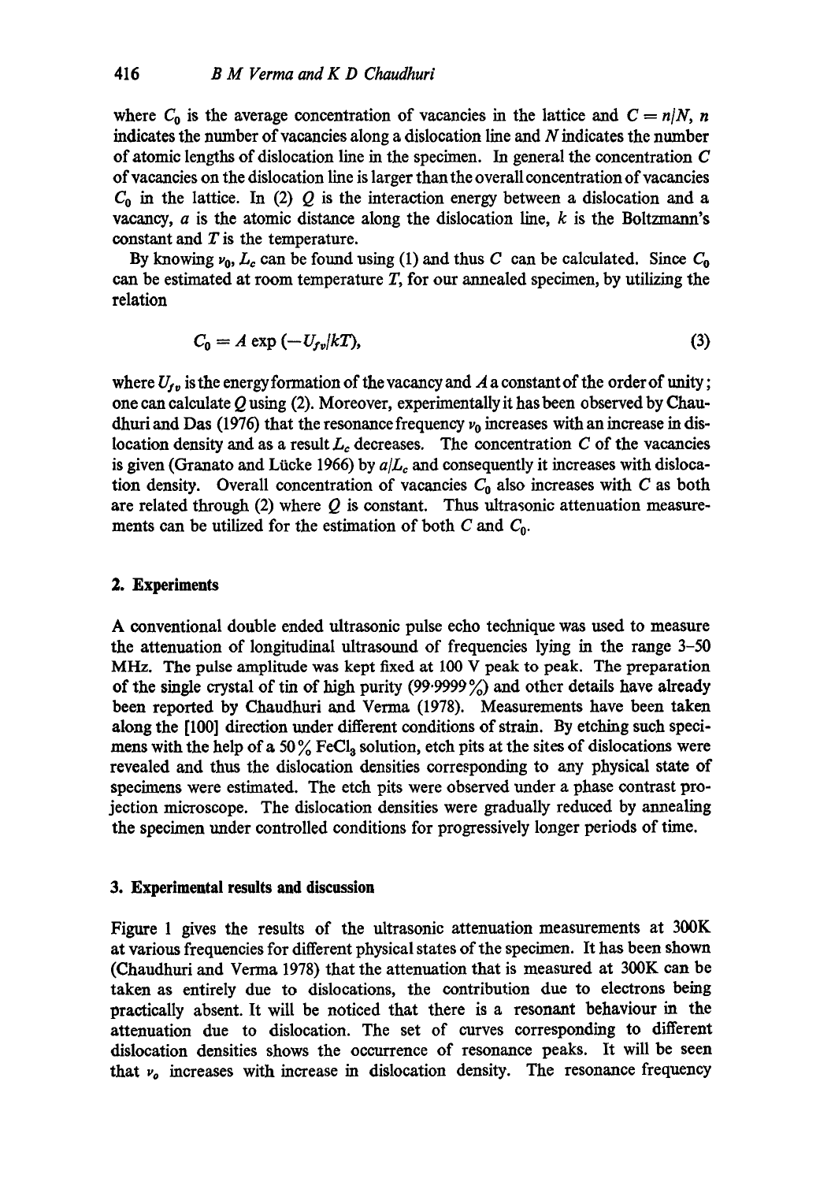where $C_0$ is the average concentration of vacancies in the lattice and $C = n/N$, $n$ indicates the number of vacancies along a dislocation line and $N$ indicates the number of atomic lengths of dislocation line in the specimen. In general the concentration $C$ of vacancies on the dislocation line is larger than the overall concentration of vacancies $C_0$ in the lattice. In (2) $Q$ is the interaction energy between a dislocation and a vacancy, $a$ is the atomic distance along the dislocation line, $k$ is the Boltzmann's constant and $T$ is the temperature.

By knowing $\nu_0$, $L_c$ can be found using (1) and thus $C$ can be calculated. Since $C_0$ can be estimated at room temperature $T$, for our annealed specimen, by utilizing the relation

$$C_0 = A \exp(-U_{fv}/kT), \tag{3}$$

where $U_{fv}$ is the energy formation of the vacancy and $A$ a constant of the order of unity; one can calculate $Q$ using (2). Moreover, experimentally it has been observed by Chaudhuri and Das (1976) that the resonance frequency $\nu_0$ increases with an increase in dislocation density and as a result $L_c$ decreases. The concentration $C$ of the vacancies is given (Granato and Lücke 1966) by $a/L_c$ and consequently it increases with dislocation density. Overall concentration of vacancies $C_0$ also increases with $C$ as both are related through (2) where $Q$ is constant. Thus ultrasonic attenuation measurements can be utilized for the estimation of both $C$ and $C_0$.

## 2. Experiments

A conventional double ended ultrasonic pulse echo technique was used to measure the attenuation of longitudinal ultrasound of frequencies lying in the range 3–50 MHz. The pulse amplitude was kept fixed at 100 V peak to peak. The preparation of the single crystal of tin of high purity (99·9999%) and other details have already been reported by Chaudhuri and Verma (1978). Measurements have been taken along the [100] direction under different conditions of strain. By etching such specimens with the help of a 50% $FeCl_3$ solution, etch pits at the sites of dislocations were revealed and thus the dislocation densities corresponding to any physical state of specimens were estimated. The etch pits were observed under a phase contrast projection microscope. The dislocation densities were gradually reduced by annealing the specimen under controlled conditions for progressively longer periods of time.

## 3. Experimental results and discussion

Figure 1 gives the results of the ultrasonic attenuation measurements at 300K at various frequencies for different physical states of the specimen. It has been shown (Chaudhuri and Verma 1978) that the attenuation that is measured at 300K can be taken as entirely due to dislocations, the contribution due to electrons being practically absent. It will be noticed that there is a resonant behaviour in the attenuation due to dislocation. The set of curves corresponding to different dislocation densities shows the occurrence of resonance peaks. It will be seen that $\nu_0$ increases with increase in dislocation density. The resonance frequency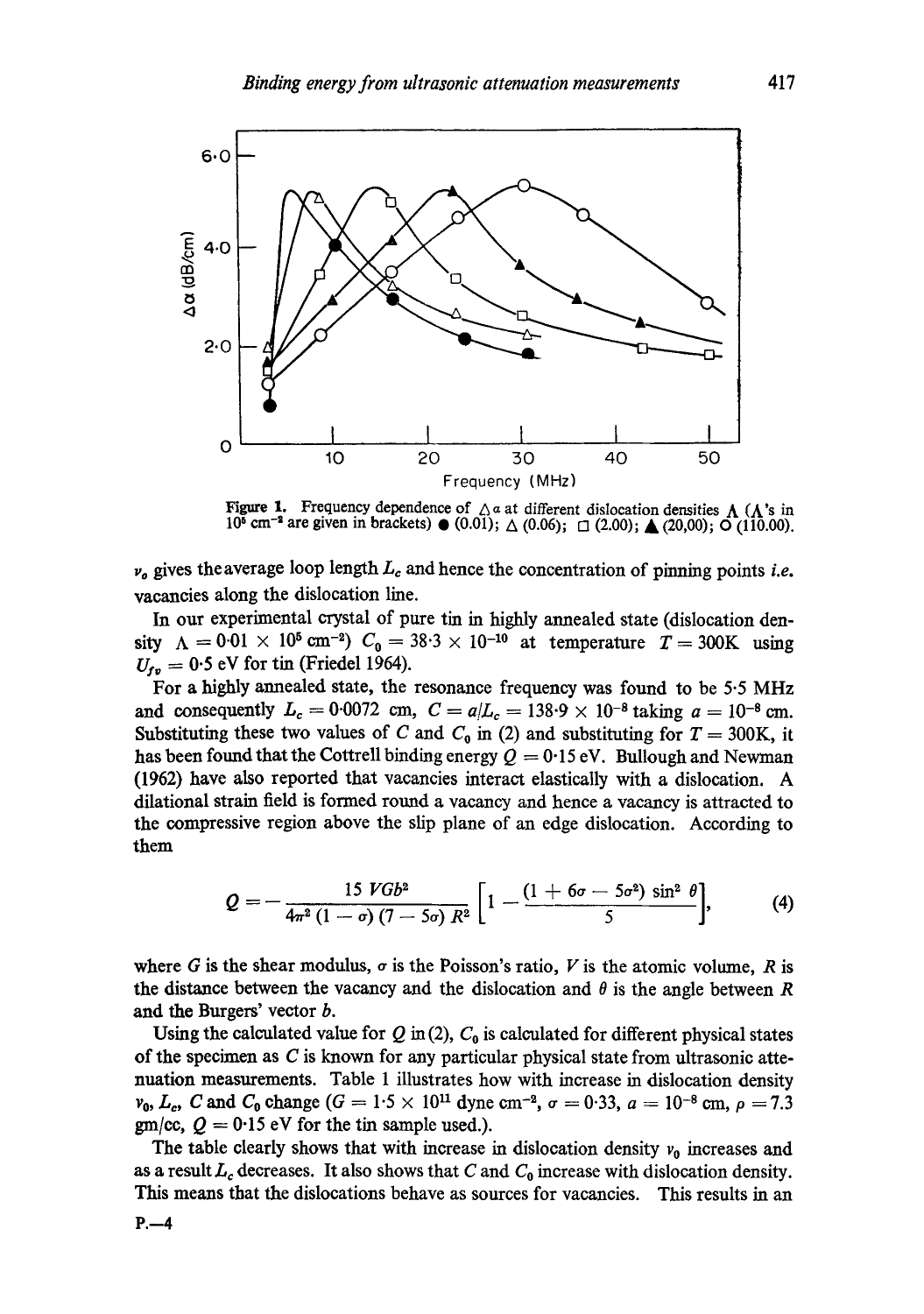Figure 1. Frequency dependence of $\Delta\alpha$ at different dislocation densities $\Lambda$ ($\Lambda$'s in $10^5$ cm$^{-2}$ are given in brackets) ● (0.01); △ (0.06); □ (2.00); ▲ (20.00); ○ (110.00).

$\nu_0$ gives the average loop length $L_c$ and hence the concentration of pinning points *i.e.* vacancies along the dislocation line.

In our experimental crystal of pure tin in highly annealed state (dislocation density $\Lambda = 0{\cdot}01 \times 10^5$ cm$^{-2}$) $C_0 = 38{\cdot}3 \times 10^{-10}$ at temperature $T = 300$K using $U_{fv} = 0{\cdot}5$ eV for tin (Friedel 1964).

For a highly annealed state, the resonance frequency was found to be 5·5 MHz and consequently $L_c = 0{\cdot}0072$ cm, $C = a/L_c = 138{\cdot}9 \times 10^{-8}$ taking $a = 10^{-8}$ cm. Substituting these two values of $C$ and $C_0$ in (2) and substituting for $T = 300$K, it has been found that the Cottrell binding energy $Q = 0{\cdot}15$ eV. Bullough and Newman (1962) have also reported that vacancies interact elastically with a dislocation. A dilational strain field is formed round a vacancy and hence a vacancy is attracted to the compressive region above the slip plane of an edge dislocation. According to them

$$Q = -\frac{15\,VGb^2}{4\pi^2(1-\sigma)(7-5\sigma)R^2}\left[1 - \frac{(1+6\sigma-5\sigma^2)\sin^2\theta}{5}\right], \qquad (4)$$

where $G$ is the shear modulus, $\sigma$ is the Poisson's ratio, $V$ is the atomic volume, $R$ is the distance between the vacancy and the dislocation and $\theta$ is the angle between $R$ and the Burgers' vector $b$.

Using the calculated value for $Q$ in (2), $C_0$ is calculated for different physical states of the specimen as $C$ is known for any particular physical state from ultrasonic attenuation measurements. Table 1 illustrates how with increase in dislocation density $\nu_0$, $L_c$, $C$ and $C_0$ change ($G = 1{\cdot}5 \times 10^{11}$ dyne cm$^{-2}$, $\sigma = 0{\cdot}33$, $a = 10^{-8}$ cm, $\rho = 7.3$ gm/cc, $Q = 0{\cdot}15$ eV for the tin sample used.).

The table clearly shows that with increase in dislocation density $\nu_0$ increases and as a result $L_c$ decreases. It also shows that $C$ and $C_0$ increase with dislocation density. This means that the dislocations behave as sources for vacancies. This results in an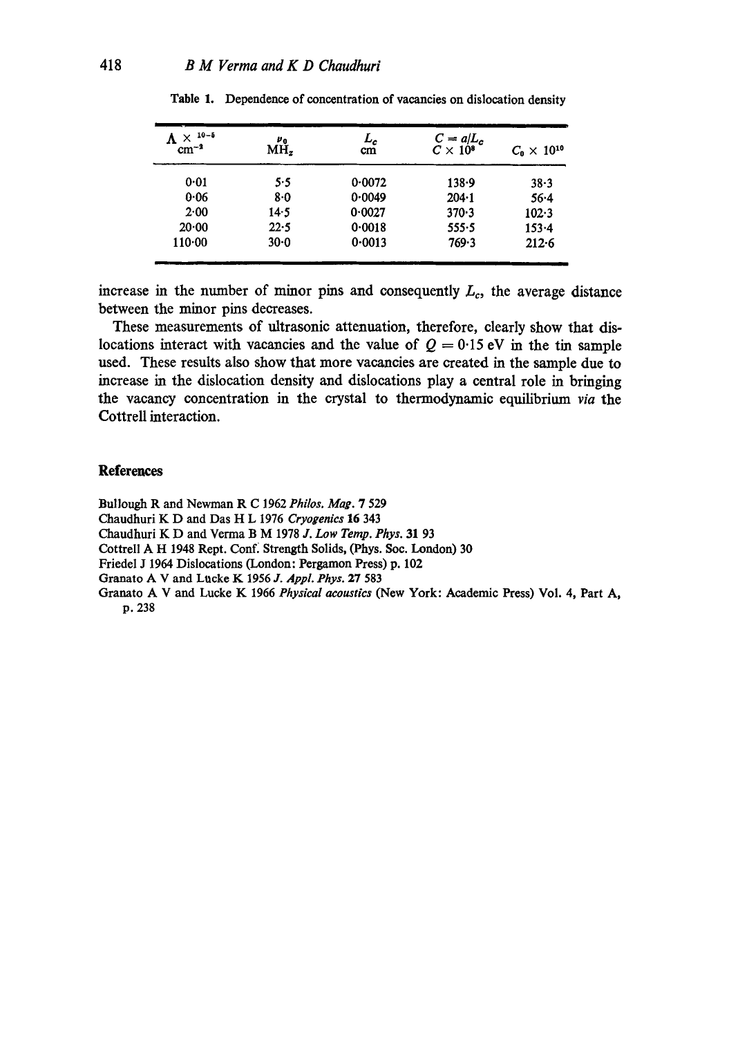Table 1. Dependence of concentration of vacancies on dislocation density

| $\Lambda \times 10^{-5}$ $cm^{-2}$ | $\nu_0$ MHz | $L_c$ cm | $C = a/L_c$ $C \times 10^8$ | $C_0 \times 10^{10}$ |
|---|---|---|---|---|
| 0·01 | 5·5 | 0·0072 | 138·9 | 38·3 |
| 0·06 | 8·0 | 0·0049 | 204·1 | 56·4 |
| 2·00 | 14·5 | 0·0027 | 370·3 | 102·3 |
| 20·00 | 22·5 | 0·0018 | 555·5 | 153·4 |
| 110·00 | 30·0 | 0·0013 | 769·3 | 212·6 |

increase in the number of minor pins and consequently $L_c$, the average distance between the minor pins decreases.

These measurements of ultrasonic attenuation, therefore, clearly show that dislocations interact with vacancies and the value of $Q = 0{\cdot}15$ eV in the tin sample used. These results also show that more vacancies are created in the sample due to increase in the dislocation density and dislocations play a central role in bringing the vacancy concentration in the crystal to thermodynamic equilibrium *via* the Cottrell interaction.

## References

Bullough R and Newman R C 1962 *Philos. Mag.* **7** 529

Chaudhuri K D and Das H L 1976 *Cryogenics* **16** 343

Chaudhuri K D and Verma B M 1978 *J. Low Temp. Phys.* **31** 93

Cottrell A H 1948 Rept. Conf. Strength Solids, (Phys. Soc. London) 30

Friedel J 1964 Dislocations (London: Pergamon Press) p. 102

Granato A V and Lücke K 1956 *J. Appl. Phys.* **27** 583

Granato A V and Lucke K 1966 *Physical acoustics* (New York: Academic Press) Vol. 4, Part A, p. 238